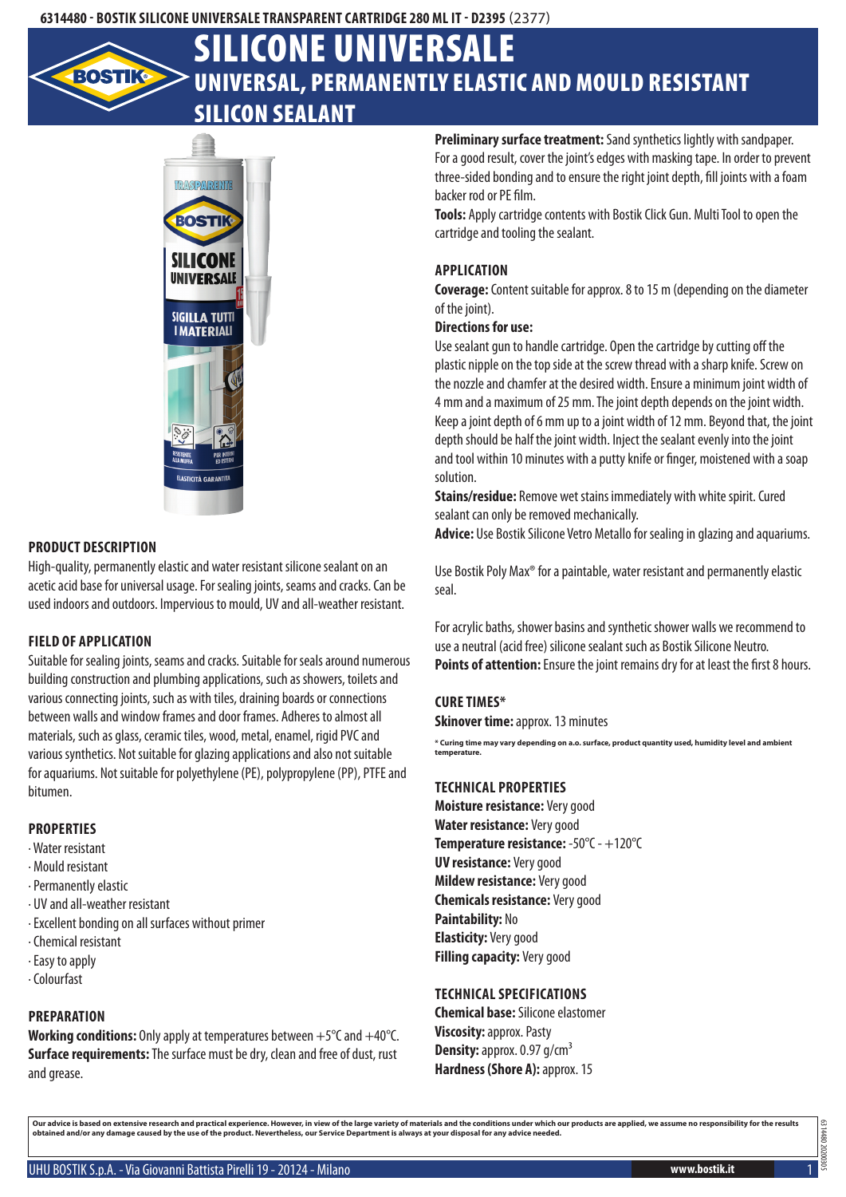6314480 - BOSTIK SILICONE UNIVERSALE TRANSPARENT CARTRIDGE 280 ML IT - D2395 (2377)

# SILICONE UNIVERSALE

## UNIVERSAL, PERMANENTLY ELASTIC AND MOULD RESISTANT SILICON SEALANT

### PRODUCT DESCRIPTION

High-quality, permanently elastic and water resistant silicone sealant on an acetic acid base for universal usage. For sealing joints, seams and cracks. Can be used indoors and outdoors. Impervious to mould, UV and all-weather resistant.

### FIELD OF APPLICATION

Suitable for sealing joints, seams and cracks. Suitable for seals around numerous building construction and plumbing applications, such as showers, toilets and various connecting joints, such as with tiles, draining boards or connections between walls and window frames and door frames. Adheres to almost all materials, such as glass, ceramic tiles, wood, metal, enamel, rigid PVC and various synthetics. Not suitable for glazing applications and also not suitable for aquariums. Not suitable for polyethylene (PE), polypropylene (PP), PTFE and bitumen.

### PROPERTIES

- Water resistant
- Mould resistant
- Permanently elastic
- UV and all-weather resistant
- Excellent bonding on all surfaces without primer
- Chemical resistant
- Easy to apply
- Colourfast

### PREPARATION

**Working conditions:** Only apply at temperatures between +5°C and +40°C.
**Surface requirements:** The surface must be dry, clean and free of dust, rust and grease.
**Preliminary surface treatment:** Sand synthetics lightly with sandpaper. For a good result, cover the joint's edges with masking tape. In order to prevent three-sided bonding and to ensure the right joint depth, fill joints with a foam backer rod or PE film.
**Tools:** Apply cartridge contents with Bostik Click Gun. Multi Tool to open the cartridge and tooling the sealant.

### APPLICATION

**Coverage:** Content suitable for approx. 8 to 15 m (depending on the diameter of the joint).

**Directions for use:**

Use sealant gun to handle cartridge. Open the cartridge by cutting off the plastic nipple on the top side at the screw thread with a sharp knife. Screw on the nozzle and chamfer at the desired width. Ensure a minimum joint width of 4 mm and a maximum of 25 mm. The joint depth depends on the joint width. Keep a joint depth of 6 mm up to a joint width of 12 mm. Beyond that, the joint depth should be half the joint width. Inject the sealant evenly into the joint and tool within 10 minutes with a putty knife or finger, moistened with a soap solution.

**Stains/residue:** Remove wet stains immediately with white spirit. Cured sealant can only be removed mechanically.
**Advice:** Use Bostik Silicone Vetro Metallo for sealing in glazing and aquariums.

Use Bostik Poly Max® for a paintable, water resistant and permanently elastic seal.

For acrylic baths, shower basins and synthetic shower walls we recommend to use a neutral (acid free) silicone sealant such as Bostik Silicone Neutro.
**Points of attention:** Ensure the joint remains dry for at least the first 8 hours.

### CURE TIMES*

**Skinover time:** approx. 13 minutes

\* Curing time may vary depending on a.o. surface, product quantity used, humidity level and ambient temperature.

### TECHNICAL PROPERTIES

**Moisture resistance:** Very good
**Water resistance:** Very good
**Temperature resistance:** -50°C - +120°C
**UV resistance:** Very good
**Mildew resistance:** Very good
**Chemicals resistance:** Very good
**Paintability:** No
**Elasticity:** Very good
**Filling capacity:** Very good

### TECHNICAL SPECIFICATIONS

**Chemical base:** Silicone elastomer
**Viscosity:** approx. Pasty
**Density:** approx. 0.97 g/cm³
**Hardness (Shore A):** approx. 15

**Our advice is based on extensive research and practical experience. However, in view of the large variety of materials and the conditions under which our products are applied, we assume no responsibility for the results obtained and/or any damage caused by the use of the product. Nevertheless, our Service Department is always at your disposal for any advice needed.**

UHU BOSTIK S.p.A. - Via Giovanni Battista Pirelli 19 - 20124 - Milano | www.bostik.it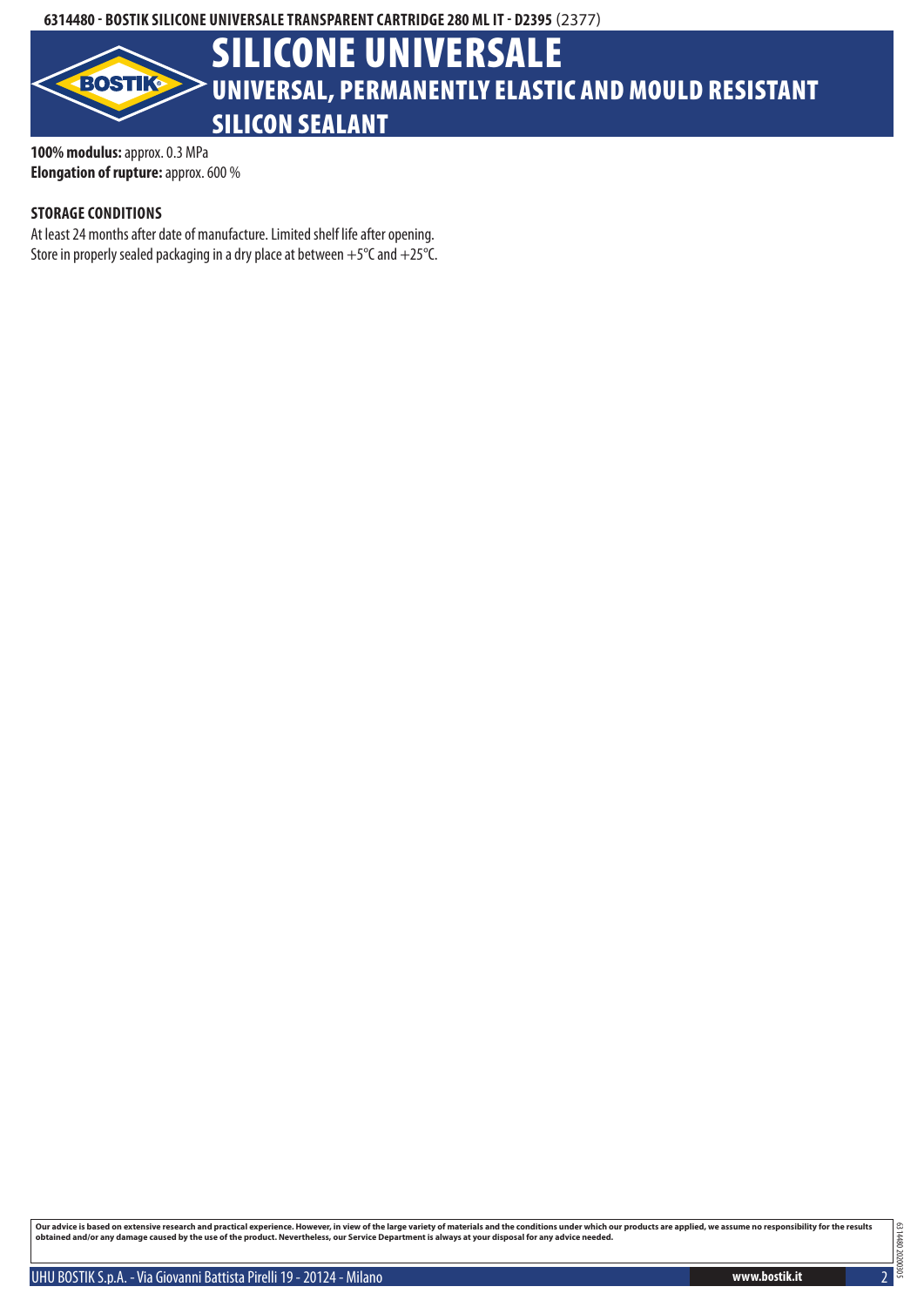**100% modulus:** approx. 0.3 MPa
**Elongation of rupture:** approx. 600 %

### STORAGE CONDITIONS

At least 24 months after date of manufacture. Limited shelf life after opening.
Store in properly sealed packaging in a dry place at between +5°C and +25°C.

**Our advice is based on extensive research and practical experience. However, in view of the large variety of materials and the conditions under which our products are applied, we assume no responsibility for the results obtained and/or any damage caused by the use of the product. Nevertheless, our Service Department is always at your disposal for any advice needed.**